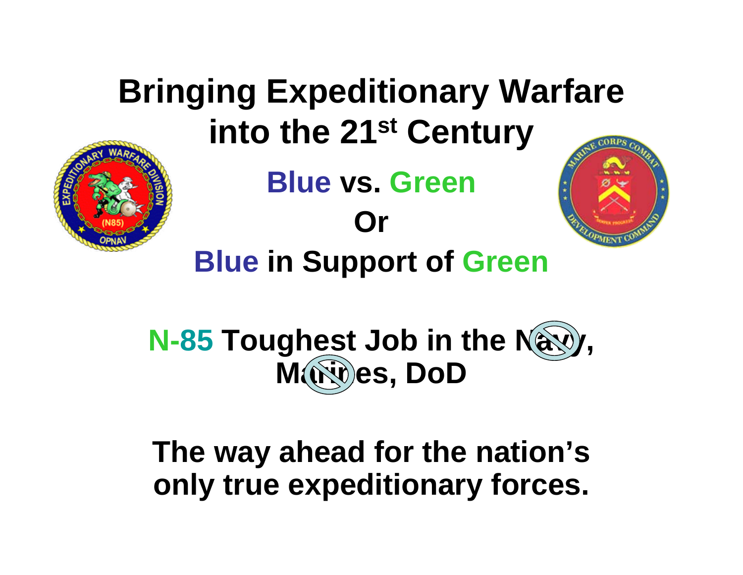# Bringing Expeditionary Warfare into the 21st Century

## Blue vs. Green

## Or

## Blue in Support of Green

## N-85 Toughest Job in the Navy, Marines, DoD

## The way ahead for the nation's only true expeditionary forces.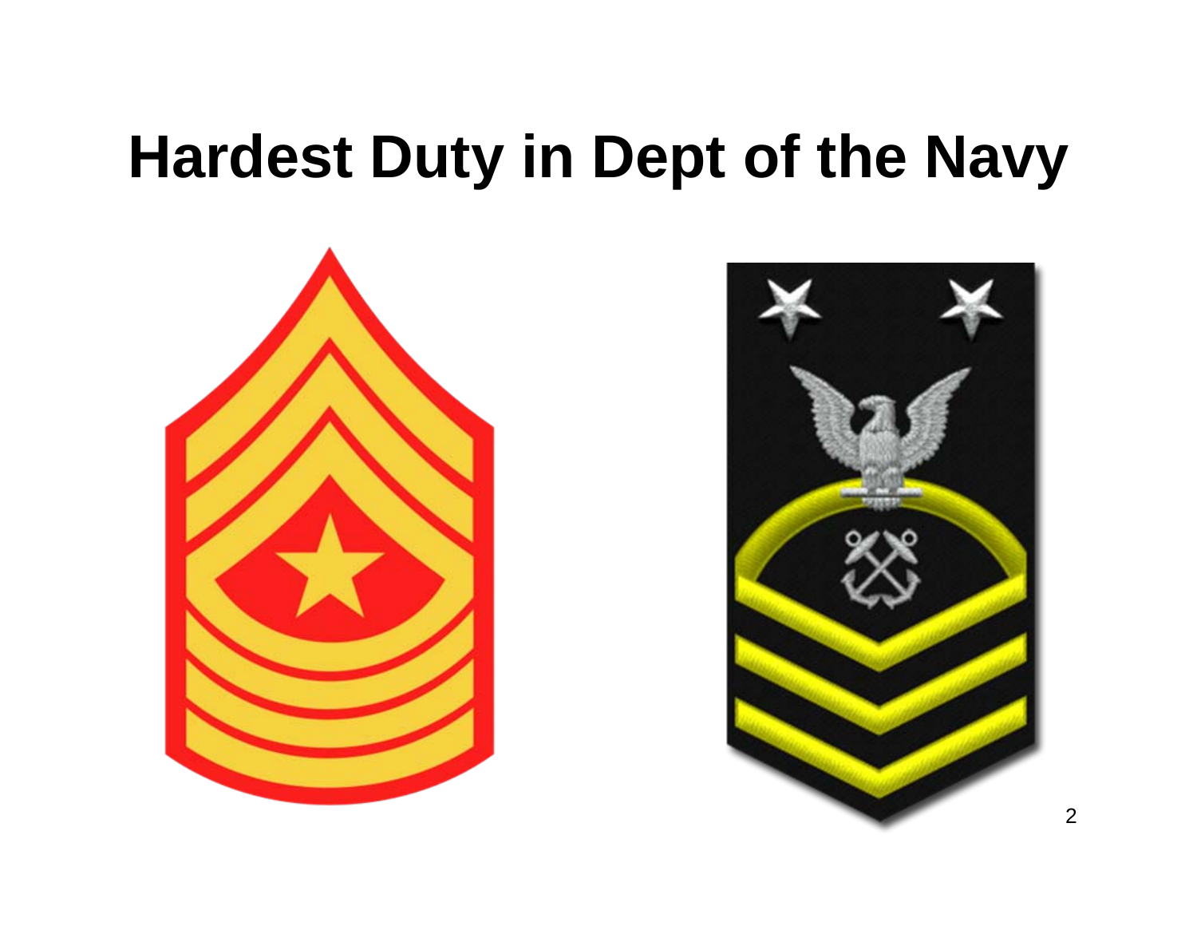# Hardest Duty in Dept of the Navy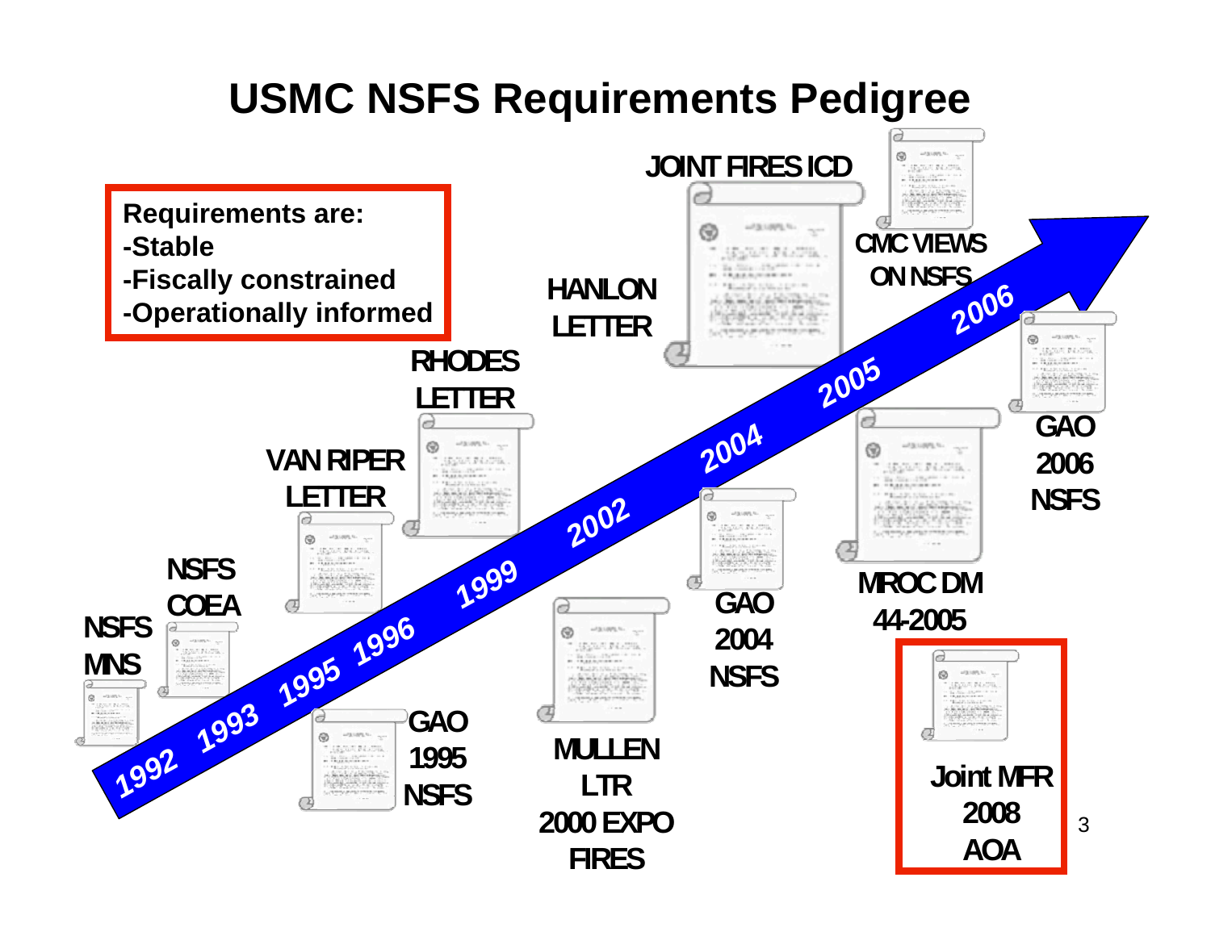# USMC NSFS Requirements Pedigree

**Requirements are:**
**-Stable**
**-Fiscally constrained**
**-Operationally informed**

1992 1993 1995 1996 1999 2002 2004 2005 2006

NSFS MNS

NSFS COEA

GAO 1995 NSFS

VAN RIPER LETTER

RHODES LETTER

MULLEN LTR 2000 EXPO FIRES

HANLON LETTER

JOINT FIRES ICD

GAO 2004 NSFS

MROC DM 44-2005

CMC VIEWS ON NSFS

GAO 2006 NSFS

Joint MFR 2008 AOA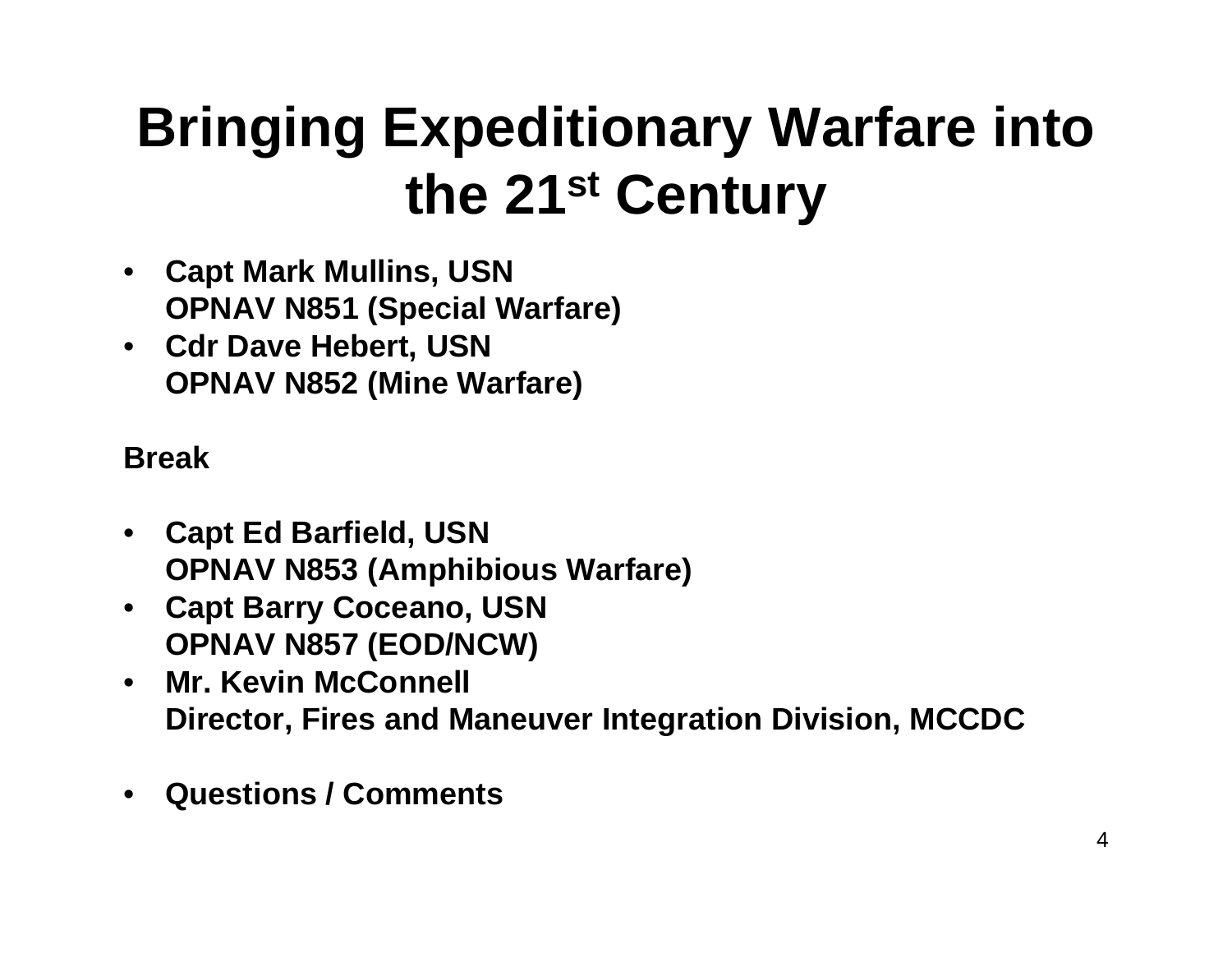# Bringing Expeditionary Warfare into the 21$^{st}$ Century

- **Capt Mark Mullins, USN**
  **OPNAV N851 (Special Warfare)**
- **Cdr Dave Hebert, USN**
  **OPNAV N852 (Mine Warfare)**

**Break**

- **Capt Ed Barfield, USN**
  **OPNAV N853 (Amphibious Warfare)**
- **Capt Barry Coceano, USN**
  **OPNAV N857 (EOD/NCW)**
- **Mr. Kevin McConnell**
  **Director, Fires and Maneuver Integration Division, MCCDC**

- **Questions / Comments**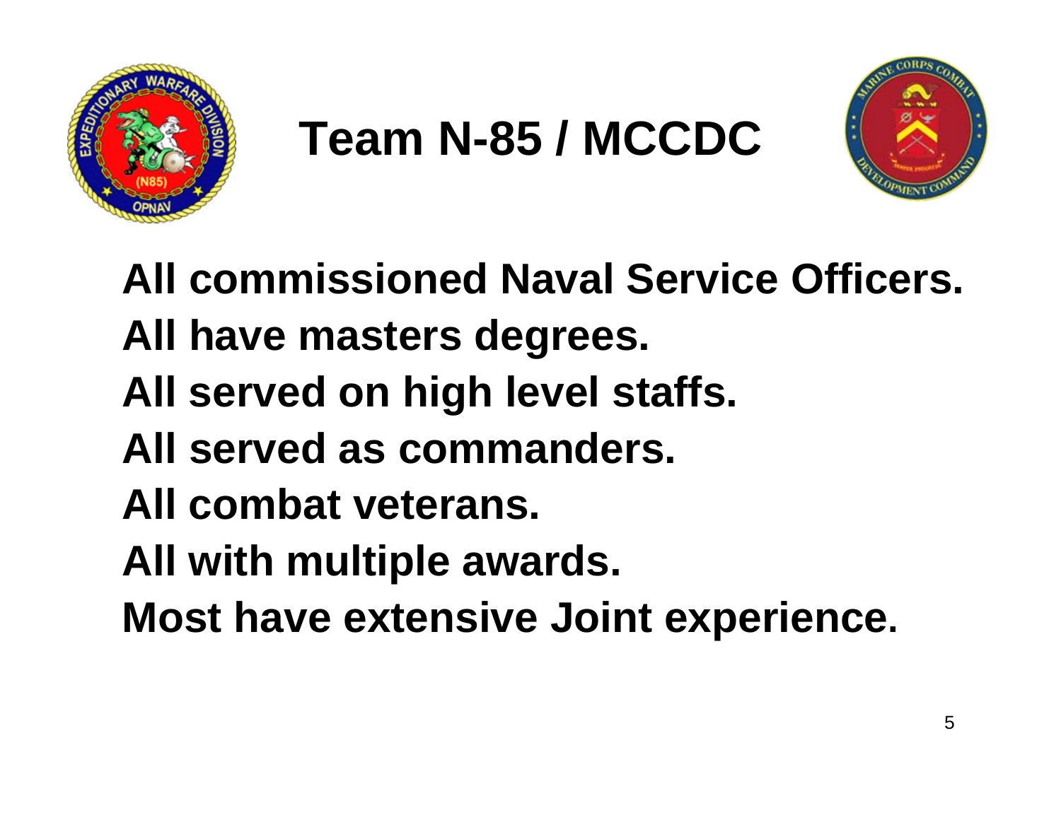# Team N-85 / MCCDC

All commissioned Naval Service Officers.

All have masters degrees.

All served on high level staffs.

All served as commanders.

All combat veterans.

All with multiple awards.

Most have extensive Joint experience.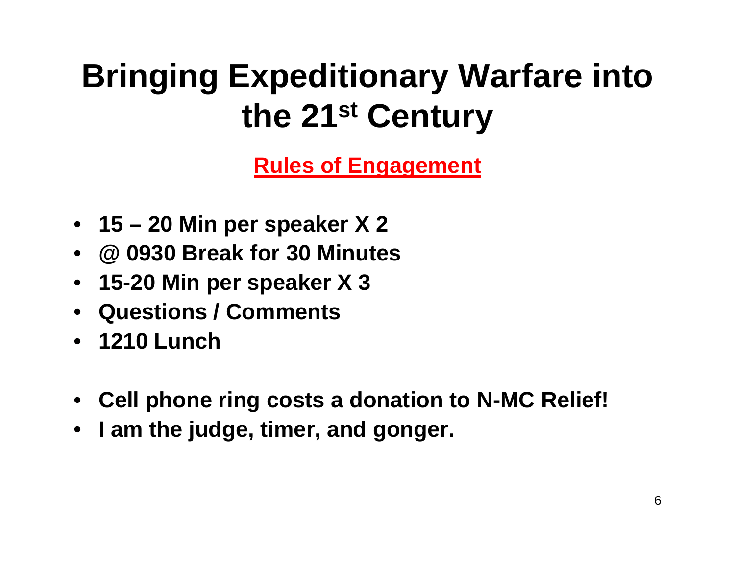# Bringing Expeditionary Warfare into the 21st Century

## Rules of Engagement

- **15 – 20 Min per speaker X 2**
- **@ 0930 Break for 30 Minutes**
- **15-20 Min per speaker X 3**
- **Questions / Comments**
- **1210 Lunch**

- **Cell phone ring costs a donation to N-MC Relief!**
- **I am the judge, timer, and gonger.**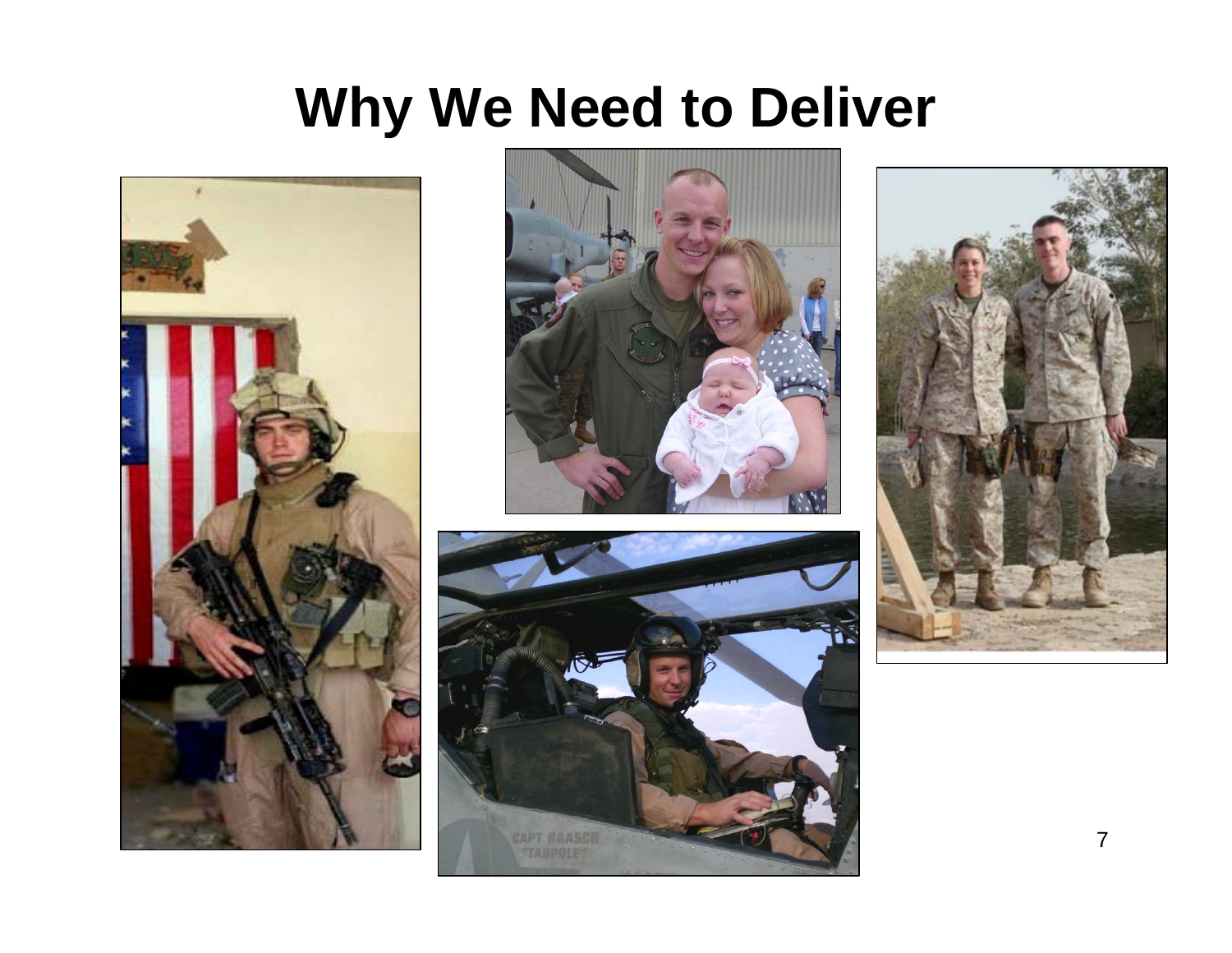# Why We Need to Deliver